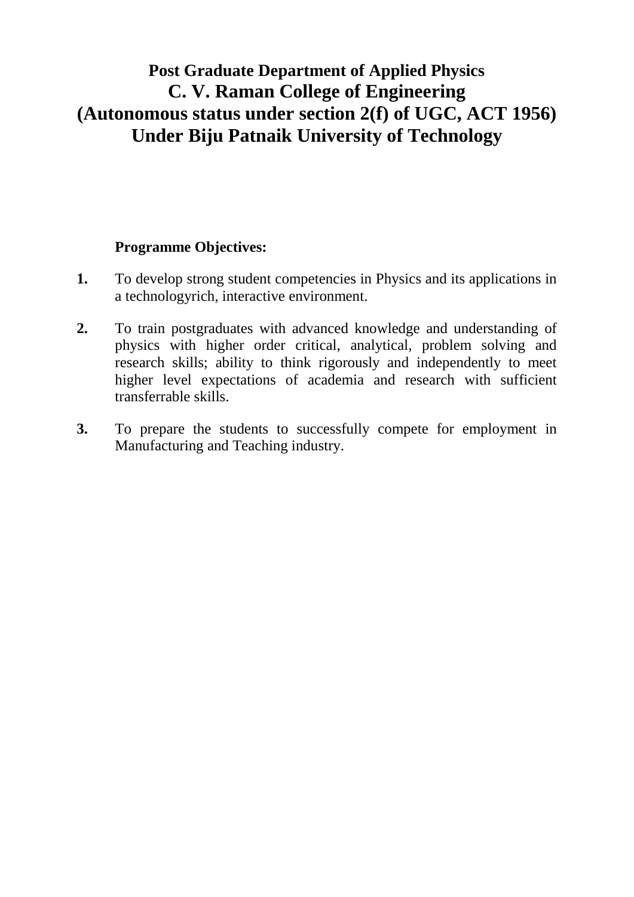# Post Graduate Department of Applied Physics
# C. V. Raman College of Engineering
# (Autonomous status under section 2(f) of UGC, ACT 1956)
# Under Biju Patnaik University of Technology

**Programme Objectives:**

1. To develop strong student competencies in Physics and its applications in a technologyrich, interactive environment.

2. To train postgraduates with advanced knowledge and understanding of physics with higher order critical, analytical, problem solving and research skills; ability to think rigorously and independently to meet higher level expectations of academia and research with sufficient transferrable skills.

3. To prepare the students to successfully compete for employment in Manufacturing and Teaching industry.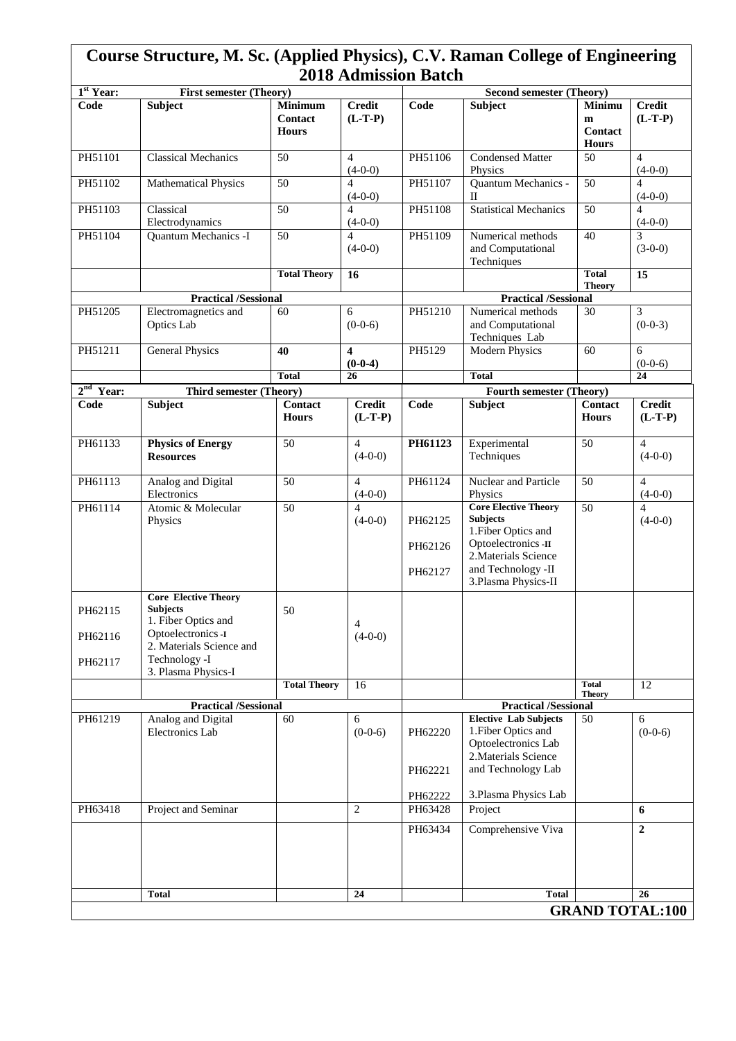# Course Structure, M. Sc. (Applied Physics), C.V. Raman College of Engineering 2018 Admission Batch

| 1st Year: | First semester (Theory) | | | Second semester (Theory) | | | |
|---|---|---|---|---|---|---|---|
| **Code** | **Subject** | **Minimum Contact Hours** | **Credit (L-T-P)** | **Code** | **Subject** | **Minimum Contact Hours** | **Credit (L-T-P)** |
| PH51101 | Classical Mechanics | 50 | 4 (4-0-0) | PH51106 | Condensed Matter Physics | 50 | 4 (4-0-0) |
| PH51102 | Mathematical Physics | 50 | 4 (4-0-0) | PH51107 | Quantum Mechanics - II | 50 | 4 (4-0-0) |
| PH51103 | Classical Electrodynamics | 50 | 4 (4-0-0) | PH51108 | Statistical Mechanics | 50 | 4 (4-0-0) |
| PH51104 | Quantum Mechanics -I | 50 | 4 (4-0-0) | PH51109 | Numerical methods and Computational Techniques | 40 | 3 (3-0-0) |
| | | **Total Theory** | **16** | | | **Total Theory** | **15** |
| | **Practical /Sessional** | | | | **Practical /Sessional** | | |
| PH51205 | Electromagnetics and Optics Lab | 60 | 6 (0-0-6) | PH51210 | Numerical methods and Computational Techniques Lab | 30 | 3 (0-0-3) |
| PH51211 | General Physics | **40** | **4 (0-0-4)** | PH5129 | Modern Physics | 60 | 6 (0-0-6) |
| | | **Total** | **26** | | **Total** | | **24** |
| **2nd Year:** | **Third semester (Theory)** | | | | **Fourth semester (Theory)** | | |
| **Code** | **Subject** | **Contact Hours** | **Credit (L-T-P)** | **Code** | **Subject** | **Contact Hours** | **Credit (L-T-P)** |
| PH61133 | **Physics of Energy Resources** | 50 | 4 (4-0-0) | **PH61123** | Experimental Techniques | 50 | 4 (4-0-0) |
| PH61113 | Analog and Digital Electronics | 50 | 4 (4-0-0) | PH61124 | Nuclear and Particle Physics | 50 | 4 (4-0-0) |
| PH61114 | Atomic & Molecular Physics | 50 | 4 (4-0-0) | PH62125<br>PH62126<br>PH62127 | **Core Elective Theory Subjects**<br>1.Fiber Optics and Optoelectronics -II<br>2.Materials Science and Technology -II<br>3.Plasma Physics-II | 50 | 4 (4-0-0) |
| PH62115<br>PH62116<br>PH62117 | **Core Elective Theory Subjects**<br>1. Fiber Optics and Optoelectronics -I<br>2. Materials Science and Technology -I<br>3. Plasma Physics-I | 50 | 4 (4-0-0) | | | | |
| | | **Total Theory** | 16 | | | **Total Theory** | 12 |
| | **Practical /Sessional** | | | | **Practical /Sessional** | | |
| PH61219 | Analog and Digital Electronics Lab | 60 | 6 (0-0-6) | PH62220<br>PH62221<br>PH62222 | **Elective Lab Subjects**<br>1.Fiber Optics and Optoelectronics Lab<br>2.Materials Science and Technology Lab<br>3.Plasma Physics Lab | 50 | 6 (0-0-6) |
| PH63418 | Project and Seminar | | 2 | PH63428 | Project | | **6** |
| | | | | PH63434 | Comprehensive Viva | | **2** |
| | **Total** | | **24** | | **Total** | | **26** |

**GRAND TOTAL:100**